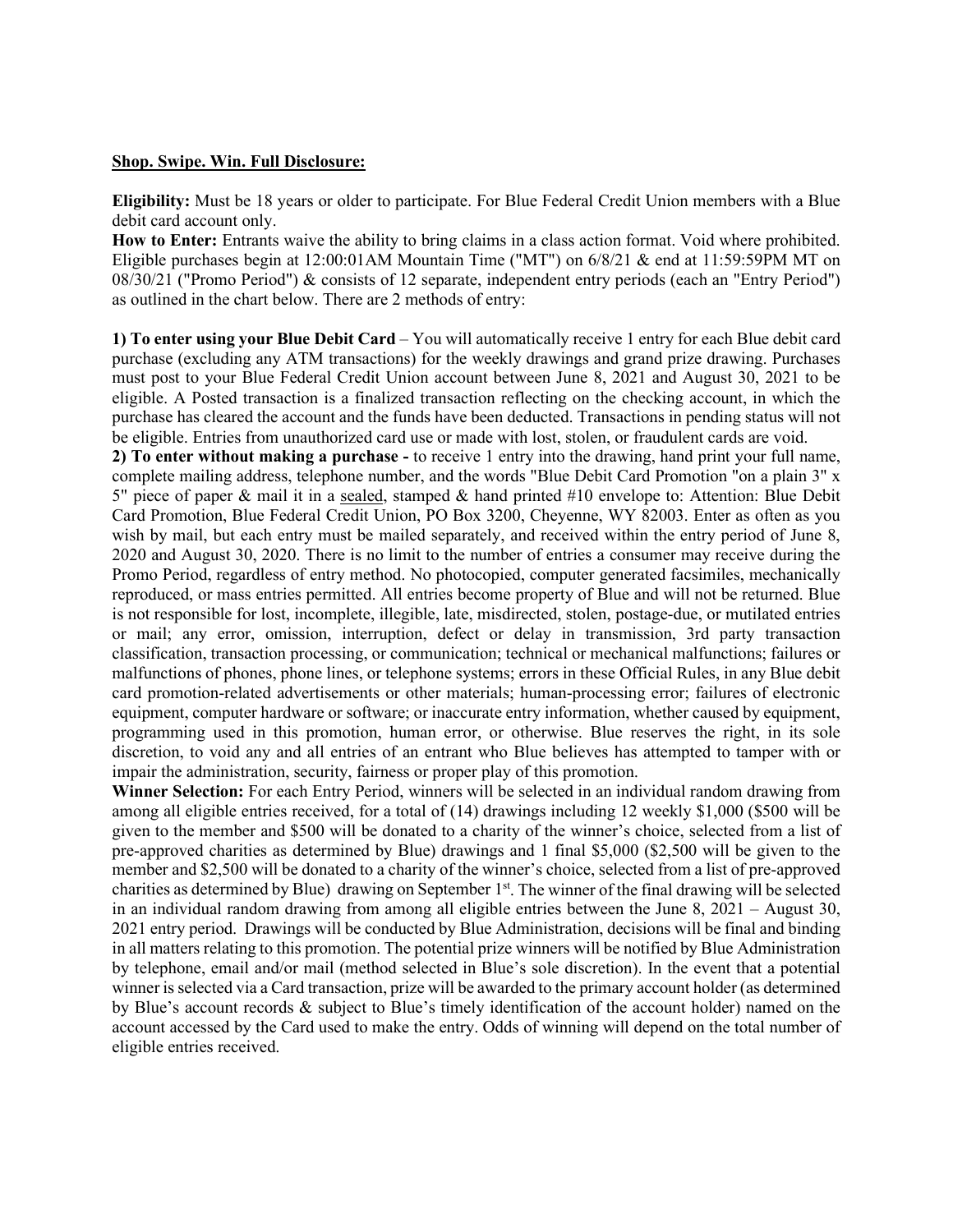**Shop. Swipe. Win. Full Disclosure:**

**Eligibility:** Must be 18 years or older to participate. For Blue Federal Credit Union members with a Blue debit card account only.

**How to Enter:** Entrants waive the ability to bring claims in a class action format. Void where prohibited. Eligible purchases begin at 12:00:01AM Mountain Time ("MT") on 6/8/21 & end at 11:59:59PM MT on 08/30/21 ("Promo Period") & consists of 12 separate, independent entry periods (each an "Entry Period") as outlined in the chart below. There are 2 methods of entry:

**1) To enter using your Blue Debit Card** – You will automatically receive 1 entry for each Blue debit card purchase (excluding any ATM transactions) for the weekly drawings and grand prize drawing. Purchases must post to your Blue Federal Credit Union account between June 8, 2021 and August 30, 2021 to be eligible. A Posted transaction is a finalized transaction reflecting on the checking account, in which the purchase has cleared the account and the funds have been deducted. Transactions in pending status will not be eligible. Entries from unauthorized card use or made with lost, stolen, or fraudulent cards are void.

**2) To enter without making a purchase -** to receive 1 entry into the drawing, hand print your full name, complete mailing address, telephone number, and the words "Blue Debit Card Promotion "on a plain 3" x 5" piece of paper & mail it in a sealed, stamped & hand printed #10 envelope to: Attention: Blue Debit Card Promotion, Blue Federal Credit Union, PO Box 3200, Cheyenne, WY 82003. Enter as often as you wish by mail, but each entry must be mailed separately, and received within the entry period of June 8, 2020 and August 30, 2020. There is no limit to the number of entries a consumer may receive during the Promo Period, regardless of entry method. No photocopied, computer generated facsimiles, mechanically reproduced, or mass entries permitted. All entries become property of Blue and will not be returned. Blue is not responsible for lost, incomplete, illegible, late, misdirected, stolen, postage-due, or mutilated entries or mail; any error, omission, interruption, defect or delay in transmission, 3rd party transaction classification, transaction processing, or communication; technical or mechanical malfunctions; failures or malfunctions of phones, phone lines, or telephone systems; errors in these Official Rules, in any Blue debit card promotion-related advertisements or other materials; human-processing error; failures of electronic equipment, computer hardware or software; or inaccurate entry information, whether caused by equipment, programming used in this promotion, human error, or otherwise. Blue reserves the right, in its sole discretion, to void any and all entries of an entrant who Blue believes has attempted to tamper with or impair the administration, security, fairness or proper play of this promotion.

**Winner Selection:** For each Entry Period, winners will be selected in an individual random drawing from among all eligible entries received, for a total of (14) drawings including 12 weekly $1,000 ($500 will be given to the member and $500 will be donated to a charity of the winner's choice, selected from a list of pre-approved charities as determined by Blue) drawings and 1 final $5,000 ($2,500 will be given to the member and $2,500 will be donated to a charity of the winner's choice, selected from a list of pre-approved charities as determined by Blue) drawing on September 1st. The winner of the final drawing will be selected in an individual random drawing from among all eligible entries between the June 8, 2021 – August 30, 2021 entry period. Drawings will be conducted by Blue Administration, decisions will be final and binding in all matters relating to this promotion. The potential prize winners will be notified by Blue Administration by telephone, email and/or mail (method selected in Blue's sole discretion). In the event that a potential winner is selected via a Card transaction, prize will be awarded to the primary account holder (as determined by Blue's account records & subject to Blue's timely identification of the account holder) named on the account accessed by the Card used to make the entry. Odds of winning will depend on the total number of eligible entries received.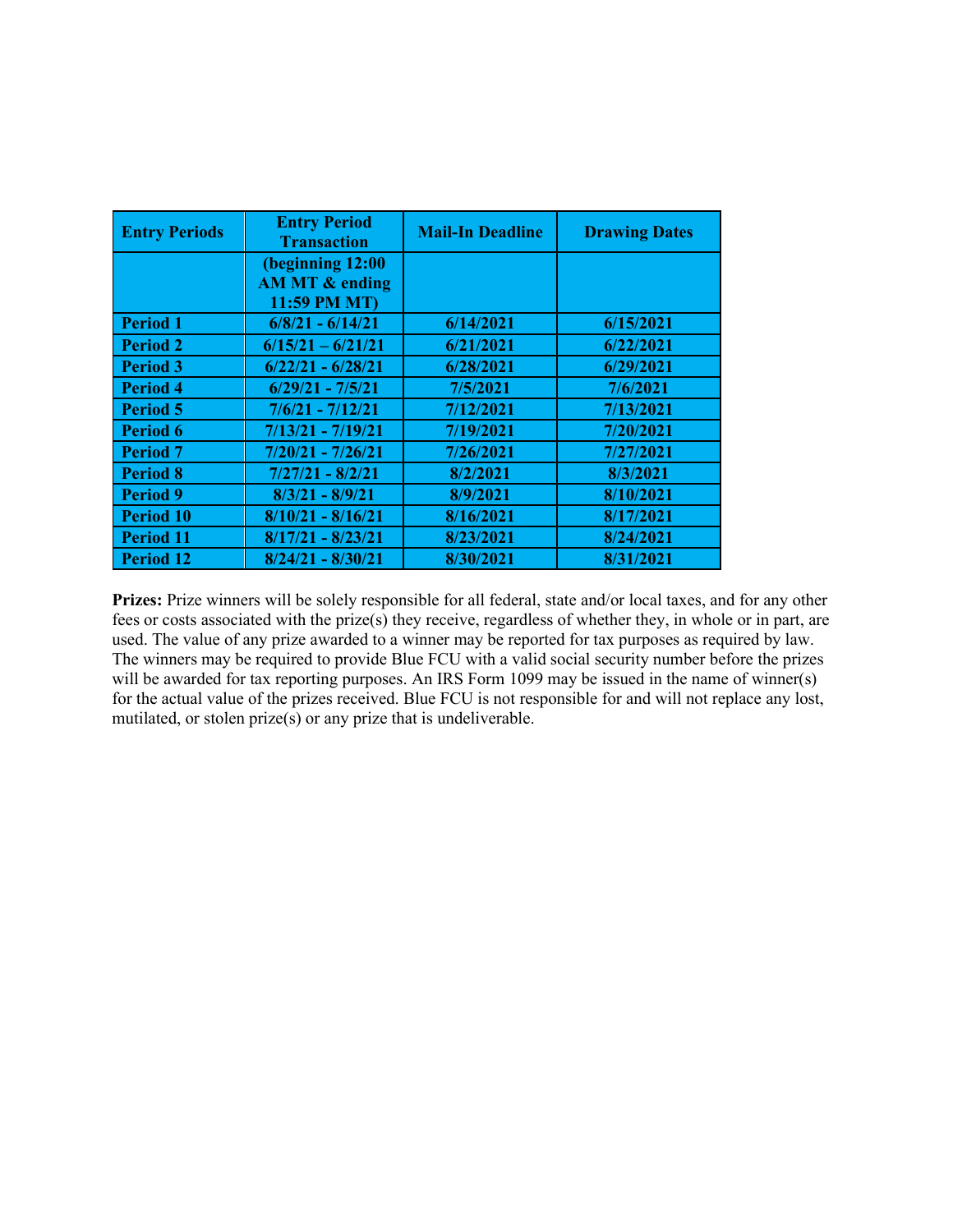| Entry Periods | Entry Period Transaction (beginning 12:00 AM MT & ending 11:59 PM MT) | Mail-In Deadline | Drawing Dates |
|---|---|---|---|
| Period 1 | 6/8/21 - 6/14/21 | 6/14/2021 | 6/15/2021 |
| Period 2 | 6/15/21 – 6/21/21 | 6/21/2021 | 6/22/2021 |
| Period 3 | 6/22/21 - 6/28/21 | 6/28/2021 | 6/29/2021 |
| Period 4 | 6/29/21 - 7/5/21 | 7/5/2021 | 7/6/2021 |
| Period 5 | 7/6/21 - 7/12/21 | 7/12/2021 | 7/13/2021 |
| Period 6 | 7/13/21 - 7/19/21 | 7/19/2021 | 7/20/2021 |
| Period 7 | 7/20/21 - 7/26/21 | 7/26/2021 | 7/27/2021 |
| Period 8 | 7/27/21 - 8/2/21 | 8/2/2021 | 8/3/2021 |
| Period 9 | 8/3/21 - 8/9/21 | 8/9/2021 | 8/10/2021 |
| Period 10 | 8/10/21 - 8/16/21 | 8/16/2021 | 8/17/2021 |
| Period 11 | 8/17/21 - 8/23/21 | 8/23/2021 | 8/24/2021 |
| Period 12 | 8/24/21 - 8/30/21 | 8/30/2021 | 8/31/2021 |

**Prizes:** Prize winners will be solely responsible for all federal, state and/or local taxes, and for any other fees or costs associated with the prize(s) they receive, regardless of whether they, in whole or in part, are used. The value of any prize awarded to a winner may be reported for tax purposes as required by law. The winners may be required to provide Blue FCU with a valid social security number before the prizes will be awarded for tax reporting purposes. An IRS Form 1099 may be issued in the name of winner(s) for the actual value of the prizes received. Blue FCU is not responsible for and will not replace any lost, mutilated, or stolen prize(s) or any prize that is undeliverable.